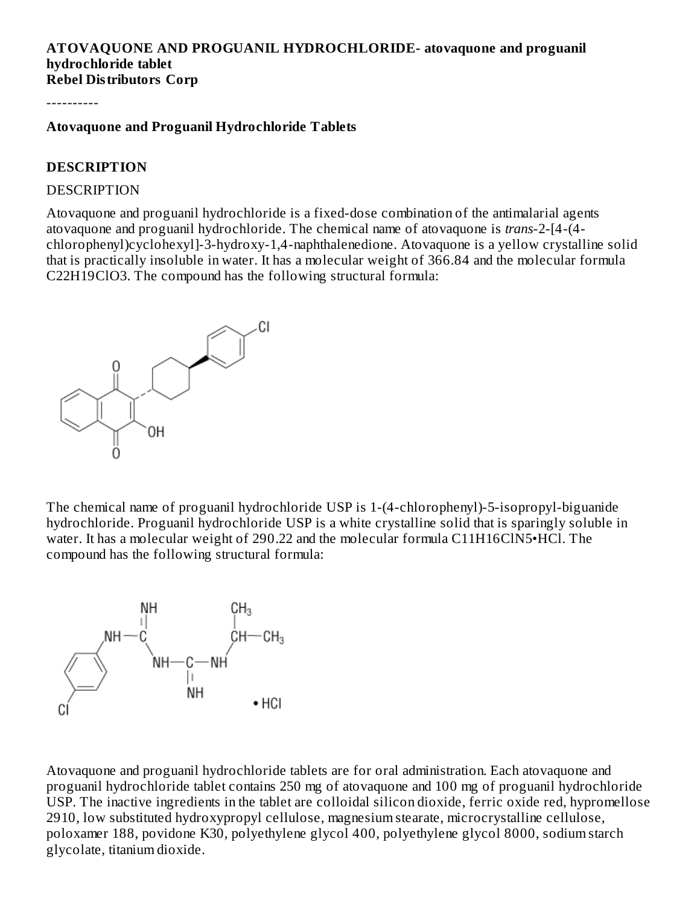**ATOVAQUONE AND PROGUANIL HYDROCHLORIDE- atovaquone and proguanil hydrochloride tablet**
**Rebel Distributors Corp**

----------

**Atovaquone and Proguanil Hydrochloride Tablets**

## DESCRIPTION

DESCRIPTION

Atovaquone and proguanil hydrochloride is a fixed-dose combination of the antimalarial agents atovaquone and proguanil hydrochloride. The chemical name of atovaquone is *trans*-2-[4-(4-chlorophenyl)cyclohexyl]-3-hydroxy-1,4-naphthalenedione. Atovaquone is a yellow crystalline solid that is practically insoluble in water. It has a molecular weight of 366.84 and the molecular formula $C_{22}H_{19}ClO_3$. The compound has the following structural formula:

The chemical name of proguanil hydrochloride USP is 1-(4-chlorophenyl)-5-isopropyl-biguanide hydrochloride. Proguanil hydrochloride USP is a white crystalline solid that is sparingly soluble in water. It has a molecular weight of 290.22 and the molecular formula $C_{11}H_{16}ClN_5$•HCl. The compound has the following structural formula:

Atovaquone and proguanil hydrochloride tablets are for oral administration. Each atovaquone and proguanil hydrochloride tablet contains 250 mg of atovaquone and 100 mg of proguanil hydrochloride USP. The inactive ingredients in the tablet are colloidal silicon dioxide, ferric oxide red, hypromellose 2910, low substituted hydroxypropyl cellulose, magnesium stearate, microcrystalline cellulose, poloxamer 188, povidone K30, polyethylene glycol 400, polyethylene glycol 8000, sodium starch glycolate, titanium dioxide.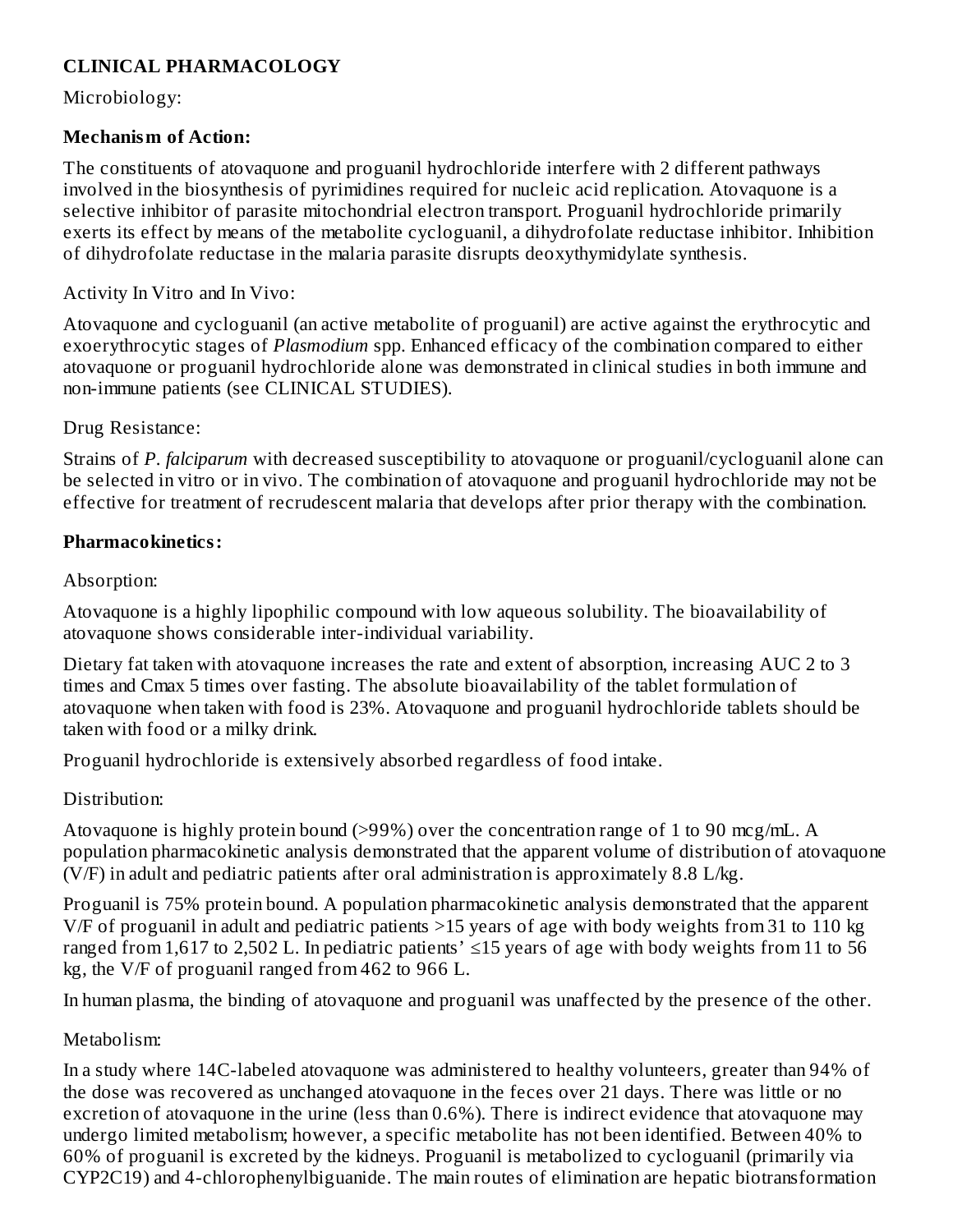## CLINICAL PHARMACOLOGY

Microbiology:

### Mechanism of Action:

The constituents of atovaquone and proguanil hydrochloride interfere with 2 different pathways involved in the biosynthesis of pyrimidines required for nucleic acid replication. Atovaquone is a selective inhibitor of parasite mitochondrial electron transport. Proguanil hydrochloride primarily exerts its effect by means of the metabolite cycloguanil, a dihydrofolate reductase inhibitor. Inhibition of dihydrofolate reductase in the malaria parasite disrupts deoxythymidylate synthesis.

Activity In Vitro and In Vivo:

Atovaquone and cycloguanil (an active metabolite of proguanil) are active against the erythrocytic and exoerythrocytic stages of *Plasmodium* spp. Enhanced efficacy of the combination compared to either atovaquone or proguanil hydrochloride alone was demonstrated in clinical studies in both immune and non-immune patients (see CLINICAL STUDIES).

Drug Resistance:

Strains of *P. falciparum* with decreased susceptibility to atovaquone or proguanil/cycloguanil alone can be selected in vitro or in vivo. The combination of atovaquone and proguanil hydrochloride may not be effective for treatment of recrudescent malaria that develops after prior therapy with the combination.

### Pharmacokinetics:

Absorption:

Atovaquone is a highly lipophilic compound with low aqueous solubility. The bioavailability of atovaquone shows considerable inter-individual variability.

Dietary fat taken with atovaquone increases the rate and extent of absorption, increasing AUC 2 to 3 times and Cmax 5 times over fasting. The absolute bioavailability of the tablet formulation of atovaquone when taken with food is 23%. Atovaquone and proguanil hydrochloride tablets should be taken with food or a milky drink.

Proguanil hydrochloride is extensively absorbed regardless of food intake.

Distribution:

Atovaquone is highly protein bound (>99%) over the concentration range of 1 to 90 mcg/mL. A population pharmacokinetic analysis demonstrated that the apparent volume of distribution of atovaquone (V/F) in adult and pediatric patients after oral administration is approximately 8.8 L/kg.

Proguanil is 75% protein bound. A population pharmacokinetic analysis demonstrated that the apparent V/F of proguanil in adult and pediatric patients >15 years of age with body weights from 31 to 110 kg ranged from 1,617 to 2,502 L. In pediatric patients' ≤15 years of age with body weights from 11 to 56 kg, the V/F of proguanil ranged from 462 to 966 L.

In human plasma, the binding of atovaquone and proguanil was unaffected by the presence of the other.

Metabolism:

In a study where 14C-labeled atovaquone was administered to healthy volunteers, greater than 94% of the dose was recovered as unchanged atovaquone in the feces over 21 days. There was little or no excretion of atovaquone in the urine (less than 0.6%). There is indirect evidence that atovaquone may undergo limited metabolism; however, a specific metabolite has not been identified. Between 40% to 60% of proguanil is excreted by the kidneys. Proguanil is metabolized to cycloguanil (primarily via CYP2C19) and 4-chlorophenylbiguanide. The main routes of elimination are hepatic biotransformation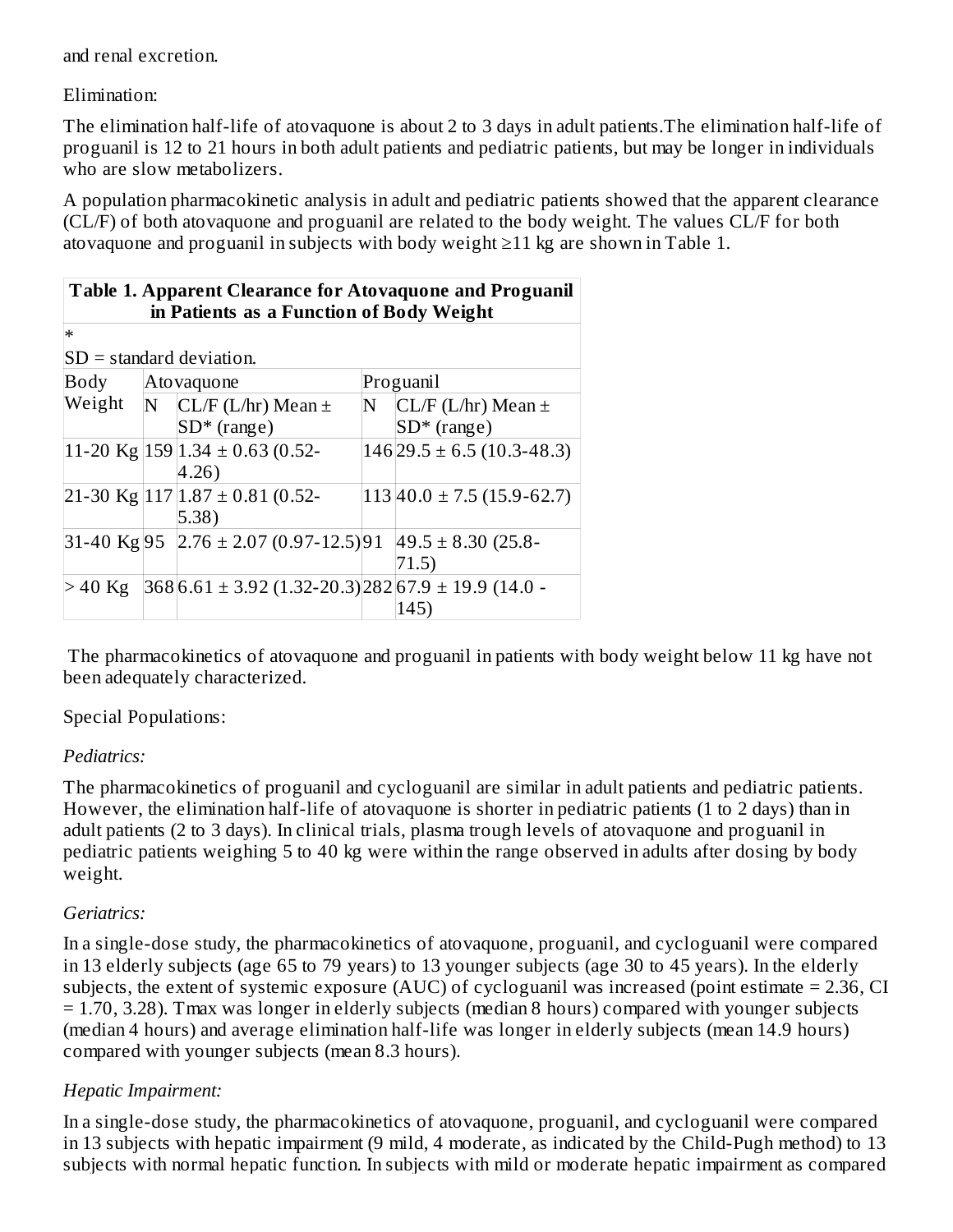and renal excretion.

Elimination:

The elimination half-life of atovaquone is about 2 to 3 days in adult patients.The elimination half-life of proguanil is 12 to 21 hours in both adult patients and pediatric patients, but may be longer in individuals who are slow metabolizers.

A population pharmacokinetic analysis in adult and pediatric patients showed that the apparent clearance (CL/F) of both atovaquone and proguanil are related to the body weight. The values CL/F for both atovaquone and proguanil in subjects with body weight ≥11 kg are shown in Table 1.

**Table 1. Apparent Clearance for Atovaquone and Proguanil in Patients as a Function of Body Weight**

| Body Weight | Atovaquone | | Proguanil | |
|---|---|---|---|---|
| | N | CL/F (L/hr) Mean ± SD* (range) | N | CL/F (L/hr) Mean ± SD* (range) |
| 11-20 Kg | 159 | 1.34 ± 0.63 (0.52-4.26) | 146 | 29.5 ± 6.5 (10.3-48.3) |
| 21-30 Kg | 117 | 1.87 ± 0.81 (0.52-5.38) | 113 | 40.0 ± 7.5 (15.9-62.7) |
| 31-40 Kg | 95 | 2.76 ± 2.07 (0.97-12.5) | 91 | 49.5 ± 8.30 (25.8-71.5) |
| > 40 Kg | 368 | 6.61 ± 3.92 (1.32-20.3) | 282 | 67.9 ± 19.9 (14.0 - 145) |

\* SD = standard deviation.

The pharmacokinetics of atovaquone and proguanil in patients with body weight below 11 kg have not been adequately characterized.

Special Populations:

*Pediatrics:*

The pharmacokinetics of proguanil and cycloguanil are similar in adult patients and pediatric patients. However, the elimination half-life of atovaquone is shorter in pediatric patients (1 to 2 days) than in adult patients (2 to 3 days). In clinical trials, plasma trough levels of atovaquone and proguanil in pediatric patients weighing 5 to 40 kg were within the range observed in adults after dosing by body weight.

*Geriatrics:*

In a single-dose study, the pharmacokinetics of atovaquone, proguanil, and cycloguanil were compared in 13 elderly subjects (age 65 to 79 years) to 13 younger subjects (age 30 to 45 years). In the elderly subjects, the extent of systemic exposure (AUC) of cycloguanil was increased (point estimate = 2.36, CI = 1.70, 3.28). Tmax was longer in elderly subjects (median 8 hours) compared with younger subjects (median 4 hours) and average elimination half-life was longer in elderly subjects (mean 14.9 hours) compared with younger subjects (mean 8.3 hours).

*Hepatic Impairment:*

In a single-dose study, the pharmacokinetics of atovaquone, proguanil, and cycloguanil were compared in 13 subjects with hepatic impairment (9 mild, 4 moderate, as indicated by the Child-Pugh method) to 13 subjects with normal hepatic function. In subjects with mild or moderate hepatic impairment as compared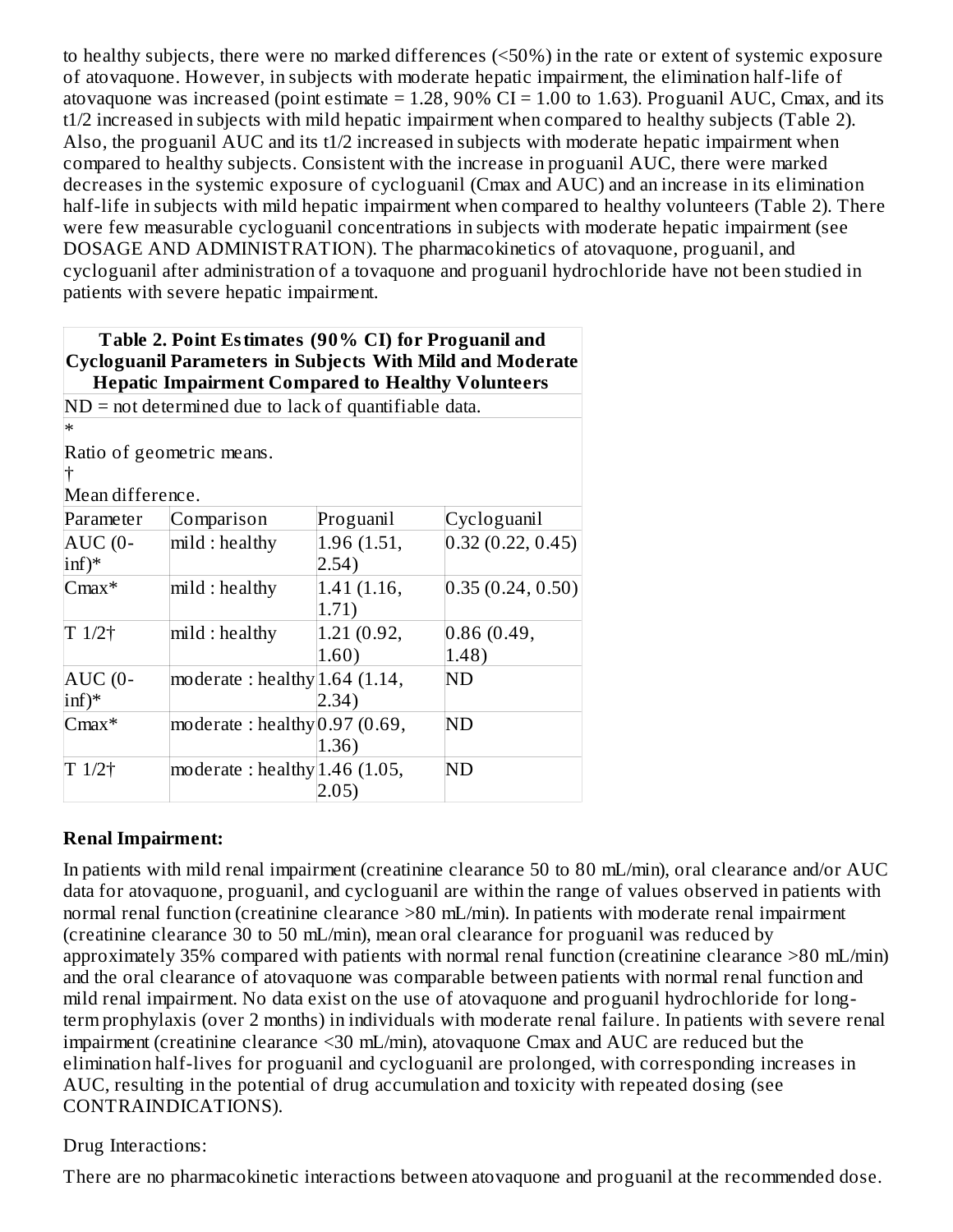to healthy subjects, there were no marked differences (<50%) in the rate or extent of systemic exposure of atovaquone. However, in subjects with moderate hepatic impairment, the elimination half-life of atovaquone was increased (point estimate = 1.28, 90% CI = 1.00 to 1.63). Proguanil AUC, Cmax, and its t1/2 increased in subjects with mild hepatic impairment when compared to healthy subjects (Table 2). Also, the proguanil AUC and its t1/2 increased in subjects with moderate hepatic impairment when compared to healthy subjects. Consistent with the increase in proguanil AUC, there were marked decreases in the systemic exposure of cycloguanil (Cmax and AUC) and an increase in its elimination half-life in subjects with mild hepatic impairment when compared to healthy volunteers (Table 2). There were few measurable cycloguanil concentrations in subjects with moderate hepatic impairment (see DOSAGE AND ADMINISTRATION). The pharmacokinetics of atovaquone, proguanil, and cycloguanil after administration of a tovaquone and proguanil hydrochloride have not been studied in patients with severe hepatic impairment.

**Table 2. Point Estimates (90% CI) for Proguanil and Cycloguanil Parameters in Subjects With Mild and Moderate Hepatic Impairment Compared to Healthy Volunteers**

ND = not determined due to lack of quantifiable data.

*

Ratio of geometric means.

†

Mean difference.

| Parameter | Comparison | Proguanil | Cycloguanil |
|---|---|---|---|
| AUC (0-inf)* | mild : healthy | 1.96 (1.51, 2.54) | 0.32 (0.22, 0.45) |
| Cmax* | mild : healthy | 1.41 (1.16, 1.71) | 0.35 (0.24, 0.50) |
| T 1/2† | mild : healthy | 1.21 (0.92, 1.60) | 0.86 (0.49, 1.48) |
| AUC (0-inf)* | moderate : healthy | 1.64 (1.14, 2.34) | ND |
| Cmax* | moderate : healthy | 0.97 (0.69, 1.36) | ND |
| T 1/2† | moderate : healthy | 1.46 (1.05, 2.05) | ND |

**Renal Impairment:**

In patients with mild renal impairment (creatinine clearance 50 to 80 mL/min), oral clearance and/or AUC data for atovaquone, proguanil, and cycloguanil are within the range of values observed in patients with normal renal function (creatinine clearance >80 mL/min). In patients with moderate renal impairment (creatinine clearance 30 to 50 mL/min), mean oral clearance for proguanil was reduced by approximately 35% compared with patients with normal renal function (creatinine clearance >80 mL/min) and the oral clearance of atovaquone was comparable between patients with normal renal function and mild renal impairment. No data exist on the use of atovaquone and proguanil hydrochloride for long-term prophylaxis (over 2 months) in individuals with moderate renal failure. In patients with severe renal impairment (creatinine clearance <30 mL/min), atovaquone Cmax and AUC are reduced but the elimination half-lives for proguanil and cycloguanil are prolonged, with corresponding increases in AUC, resulting in the potential of drug accumulation and toxicity with repeated dosing (see CONTRAINDICATIONS).

Drug Interactions:

There are no pharmacokinetic interactions between atovaquone and proguanil at the recommended dose.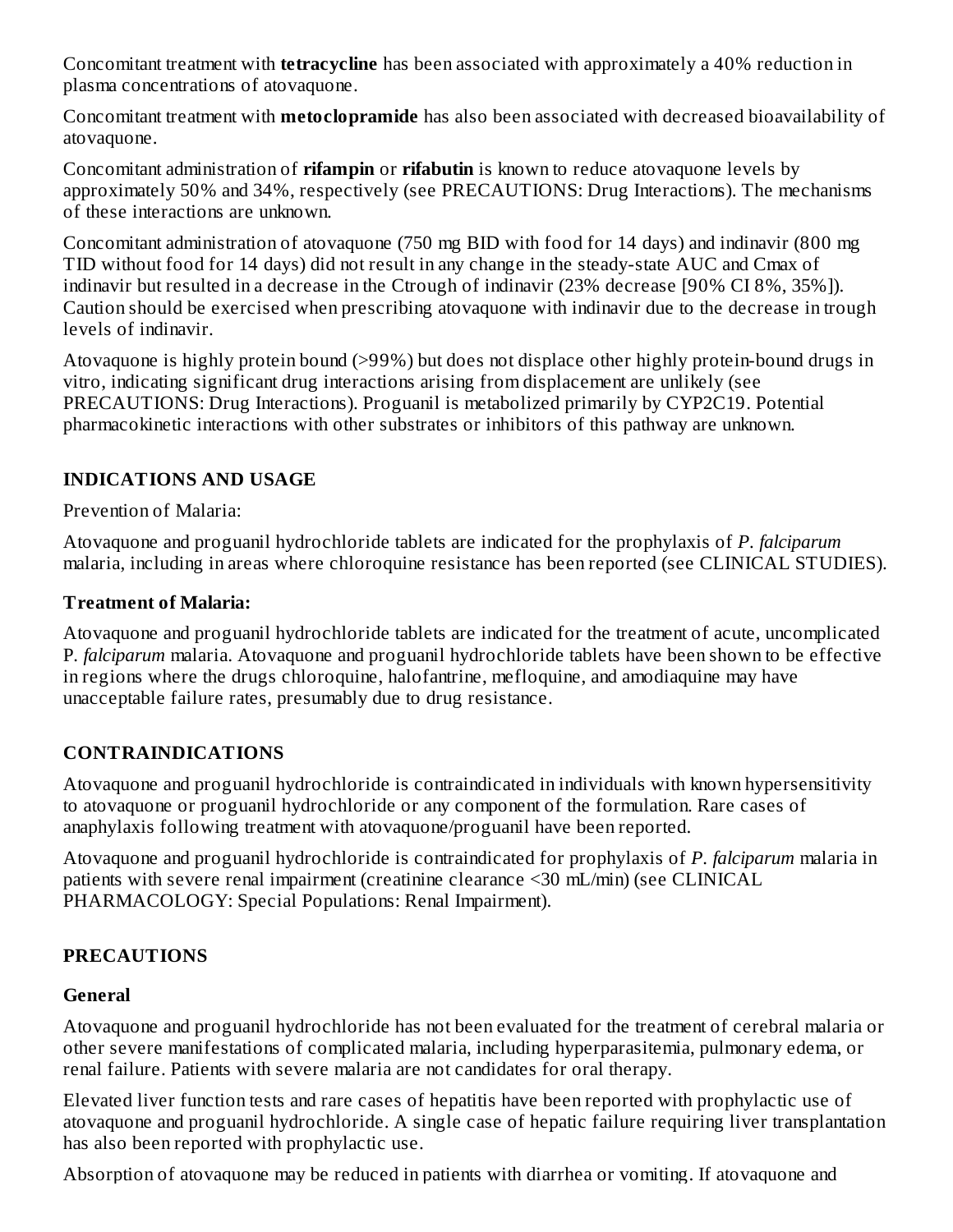Concomitant treatment with **tetracycline** has been associated with approximately a 40% reduction in plasma concentrations of atovaquone.

Concomitant treatment with **metoclopramide** has also been associated with decreased bioavailability of atovaquone.

Concomitant administration of **rifampin** or **rifabutin** is known to reduce atovaquone levels by approximately 50% and 34%, respectively (see PRECAUTIONS: Drug Interactions). The mechanisms of these interactions are unknown.

Concomitant administration of atovaquone (750 mg BID with food for 14 days) and indinavir (800 mg TID without food for 14 days) did not result in any change in the steady-state AUC and Cmax of indinavir but resulted in a decrease in the Ctrough of indinavir (23% decrease [90% CI 8%, 35%]). Caution should be exercised when prescribing atovaquone with indinavir due to the decrease in trough levels of indinavir.

Atovaquone is highly protein bound (>99%) but does not displace other highly protein-bound drugs in vitro, indicating significant drug interactions arising from displacement are unlikely (see PRECAUTIONS: Drug Interactions). Proguanil is metabolized primarily by CYP2C19. Potential pharmacokinetic interactions with other substrates or inhibitors of this pathway are unknown.

## INDICATIONS AND USAGE

Prevention of Malaria:

Atovaquone and proguanil hydrochloride tablets are indicated for the prophylaxis of *P. falciparum* malaria, including in areas where chloroquine resistance has been reported (see CLINICAL STUDIES).

### Treatment of Malaria:

Atovaquone and proguanil hydrochloride tablets are indicated for the treatment of acute, uncomplicated P. *falciparum* malaria. Atovaquone and proguanil hydrochloride tablets have been shown to be effective in regions where the drugs chloroquine, halofantrine, mefloquine, and amodiaquine may have unacceptable failure rates, presumably due to drug resistance.

## CONTRAINDICATIONS

Atovaquone and proguanil hydrochloride is contraindicated in individuals with known hypersensitivity to atovaquone or proguanil hydrochloride or any component of the formulation. Rare cases of anaphylaxis following treatment with atovaquone/proguanil have been reported.

Atovaquone and proguanil hydrochloride is contraindicated for prophylaxis of *P. falciparum* malaria in patients with severe renal impairment (creatinine clearance <30 mL/min) (see CLINICAL PHARMACOLOGY: Special Populations: Renal Impairment).

## PRECAUTIONS

### General

Atovaquone and proguanil hydrochloride has not been evaluated for the treatment of cerebral malaria or other severe manifestations of complicated malaria, including hyperparasitemia, pulmonary edema, or renal failure. Patients with severe malaria are not candidates for oral therapy.

Elevated liver function tests and rare cases of hepatitis have been reported with prophylactic use of atovaquone and proguanil hydrochloride. A single case of hepatic failure requiring liver transplantation has also been reported with prophylactic use.

Absorption of atovaquone may be reduced in patients with diarrhea or vomiting. If atovaquone and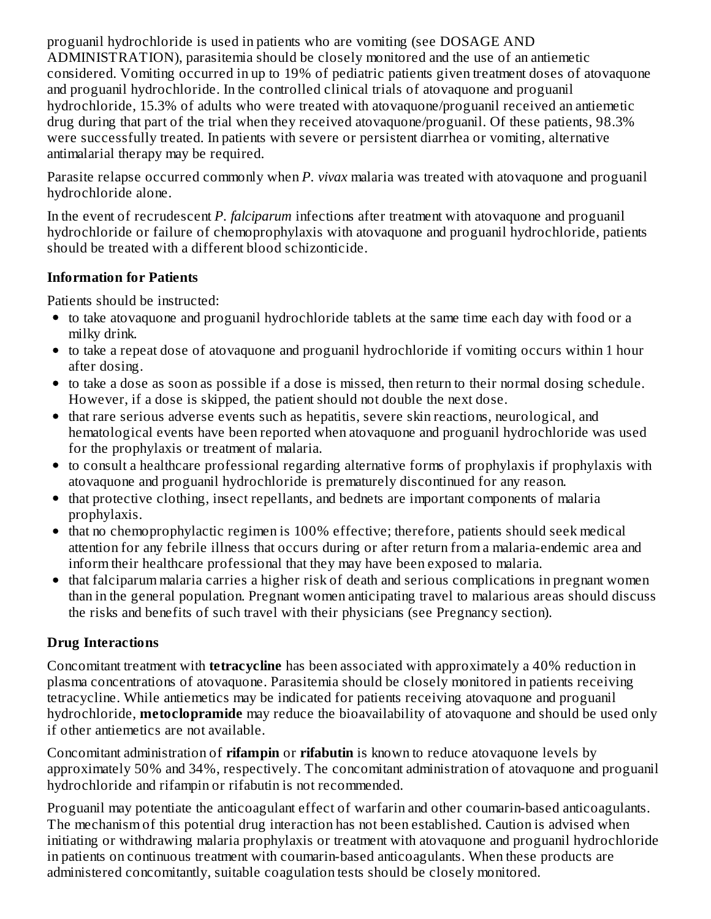proguanil hydrochloride is used in patients who are vomiting (see DOSAGE AND ADMINISTRATION), parasitemia should be closely monitored and the use of an antiemetic considered. Vomiting occurred in up to 19% of pediatric patients given treatment doses of atovaquone and proguanil hydrochloride. In the controlled clinical trials of atovaquone and proguanil hydrochloride, 15.3% of adults who were treated with atovaquone/proguanil received an antiemetic drug during that part of the trial when they received atovaquone/proguanil. Of these patients, 98.3% were successfully treated. In patients with severe or persistent diarrhea or vomiting, alternative antimalarial therapy may be required.

Parasite relapse occurred commonly when *P. vivax* malaria was treated with atovaquone and proguanil hydrochloride alone.

In the event of recrudescent *P. falciparum* infections after treatment with atovaquone and proguanil hydrochloride or failure of chemoprophylaxis with atovaquone and proguanil hydrochloride, patients should be treated with a different blood schizonticide.

### Information for Patients

Patients should be instructed:

- to take atovaquone and proguanil hydrochloride tablets at the same time each day with food or a milky drink.
- to take a repeat dose of atovaquone and proguanil hydrochloride if vomiting occurs within 1 hour after dosing.
- to take a dose as soon as possible if a dose is missed, then return to their normal dosing schedule. However, if a dose is skipped, the patient should not double the next dose.
- that rare serious adverse events such as hepatitis, severe skin reactions, neurological, and hematological events have been reported when atovaquone and proguanil hydrochloride was used for the prophylaxis or treatment of malaria.
- to consult a healthcare professional regarding alternative forms of prophylaxis if prophylaxis with atovaquone and proguanil hydrochloride is prematurely discontinued for any reason.
- that protective clothing, insect repellants, and bednets are important components of malaria prophylaxis.
- that no chemoprophylactic regimen is 100% effective; therefore, patients should seek medical attention for any febrile illness that occurs during or after return from a malaria-endemic area and inform their healthcare professional that they may have been exposed to malaria.
- that falciparum malaria carries a higher risk of death and serious complications in pregnant women than in the general population. Pregnant women anticipating travel to malarious areas should discuss the risks and benefits of such travel with their physicians (see Pregnancy section).

### Drug Interactions

Concomitant treatment with **tetracycline** has been associated with approximately a 40% reduction in plasma concentrations of atovaquone. Parasitemia should be closely monitored in patients receiving tetracycline. While antiemetics may be indicated for patients receiving atovaquone and proguanil hydrochloride, **metoclopramide** may reduce the bioavailability of atovaquone and should be used only if other antiemetics are not available.

Concomitant administration of **rifampin** or **rifabutin** is known to reduce atovaquone levels by approximately 50% and 34%, respectively. The concomitant administration of atovaquone and proguanil hydrochloride and rifampin or rifabutin is not recommended.

Proguanil may potentiate the anticoagulant effect of warfarin and other coumarin-based anticoagulants. The mechanism of this potential drug interaction has not been established. Caution is advised when initiating or withdrawing malaria prophylaxis or treatment with atovaquone and proguanil hydrochloride in patients on continuous treatment with coumarin-based anticoagulants. When these products are administered concomitantly, suitable coagulation tests should be closely monitored.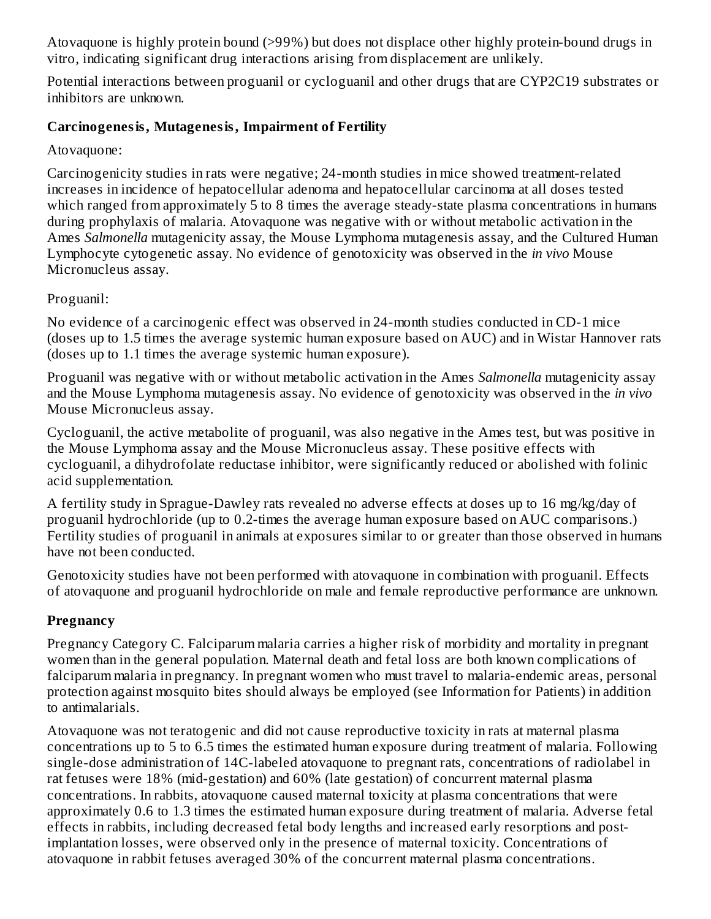Atovaquone is highly protein bound (>99%) but does not displace other highly protein-bound drugs in vitro, indicating significant drug interactions arising from displacement are unlikely.

Potential interactions between proguanil or cycloguanil and other drugs that are CYP2C19 substrates or inhibitors are unknown.

### Carcinogenesis, Mutagenesis, Impairment of Fertility

Atovaquone:

Carcinogenicity studies in rats were negative; 24-month studies in mice showed treatment-related increases in incidence of hepatocellular adenoma and hepatocellular carcinoma at all doses tested which ranged from approximately 5 to 8 times the average steady-state plasma concentrations in humans during prophylaxis of malaria. Atovaquone was negative with or without metabolic activation in the Ames *Salmonella* mutagenicity assay, the Mouse Lymphoma mutagenesis assay, and the Cultured Human Lymphocyte cytogenetic assay. No evidence of genotoxicity was observed in the *in vivo* Mouse Micronucleus assay.

Proguanil:

No evidence of a carcinogenic effect was observed in 24-month studies conducted in CD-1 mice (doses up to 1.5 times the average systemic human exposure based on AUC) and in Wistar Hannover rats (doses up to 1.1 times the average systemic human exposure).

Proguanil was negative with or without metabolic activation in the Ames *Salmonella* mutagenicity assay and the Mouse Lymphoma mutagenesis assay. No evidence of genotoxicity was observed in the *in vivo* Mouse Micronucleus assay.

Cycloguanil, the active metabolite of proguanil, was also negative in the Ames test, but was positive in the Mouse Lymphoma assay and the Mouse Micronucleus assay. These positive effects with cycloguanil, a dihydrofolate reductase inhibitor, were significantly reduced or abolished with folinic acid supplementation.

A fertility study in Sprague-Dawley rats revealed no adverse effects at doses up to 16 mg/kg/day of proguanil hydrochloride (up to 0.2-times the average human exposure based on AUC comparisons.) Fertility studies of proguanil in animals at exposures similar to or greater than those observed in humans have not been conducted.

Genotoxicity studies have not been performed with atovaquone in combination with proguanil. Effects of atovaquone and proguanil hydrochloride on male and female reproductive performance are unknown.

### Pregnancy

Pregnancy Category C. Falciparum malaria carries a higher risk of morbidity and mortality in pregnant women than in the general population. Maternal death and fetal loss are both known complications of falciparum malaria in pregnancy. In pregnant women who must travel to malaria-endemic areas, personal protection against mosquito bites should always be employed (see Information for Patients) in addition to antimalarials.

Atovaquone was not teratogenic and did not cause reproductive toxicity in rats at maternal plasma concentrations up to 5 to 6.5 times the estimated human exposure during treatment of malaria. Following single-dose administration of 14C-labeled atovaquone to pregnant rats, concentrations of radiolabel in rat fetuses were 18% (mid-gestation) and 60% (late gestation) of concurrent maternal plasma concentrations. In rabbits, atovaquone caused maternal toxicity at plasma concentrations that were approximately 0.6 to 1.3 times the estimated human exposure during treatment of malaria. Adverse fetal effects in rabbits, including decreased fetal body lengths and increased early resorptions and post-implantation losses, were observed only in the presence of maternal toxicity. Concentrations of atovaquone in rabbit fetuses averaged 30% of the concurrent maternal plasma concentrations.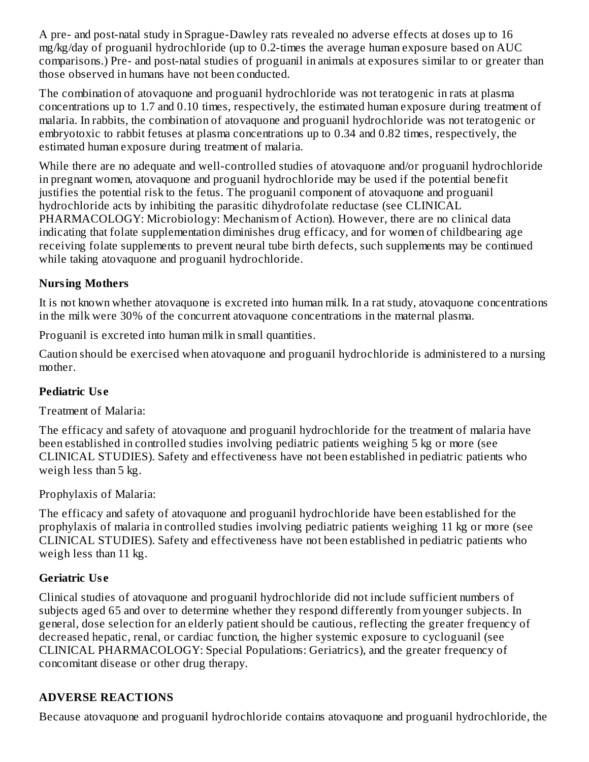A pre- and post-natal study in Sprague-Dawley rats revealed no adverse effects at doses up to 16 mg/kg/day of proguanil hydrochloride (up to 0.2-times the average human exposure based on AUC comparisons.) Pre- and post-natal studies of proguanil in animals at exposures similar to or greater than those observed in humans have not been conducted.

The combination of atovaquone and proguanil hydrochloride was not teratogenic in rats at plasma concentrations up to 1.7 and 0.10 times, respectively, the estimated human exposure during treatment of malaria. In rabbits, the combination of atovaquone and proguanil hydrochloride was not teratogenic or embryotoxic to rabbit fetuses at plasma concentrations up to 0.34 and 0.82 times, respectively, the estimated human exposure during treatment of malaria.

While there are no adequate and well-controlled studies of atovaquone and/or proguanil hydrochloride in pregnant women, atovaquone and proguanil hydrochloride may be used if the potential benefit justifies the potential risk to the fetus. The proguanil component of atovaquone and proguanil hydrochloride acts by inhibiting the parasitic dihydrofolate reductase (see CLINICAL PHARMACOLOGY: Microbiology: Mechanism of Action). However, there are no clinical data indicating that folate supplementation diminishes drug efficacy, and for women of childbearing age receiving folate supplements to prevent neural tube birth defects, such supplements may be continued while taking atovaquone and proguanil hydrochloride.

**Nursing Mothers**

It is not known whether atovaquone is excreted into human milk. In a rat study, atovaquone concentrations in the milk were 30% of the concurrent atovaquone concentrations in the maternal plasma.

Proguanil is excreted into human milk in small quantities.

Caution should be exercised when atovaquone and proguanil hydrochloride is administered to a nursing mother.

**Pediatric Use**

Treatment of Malaria:

The efficacy and safety of atovaquone and proguanil hydrochloride for the treatment of malaria have been established in controlled studies involving pediatric patients weighing 5 kg or more (see CLINICAL STUDIES). Safety and effectiveness have not been established in pediatric patients who weigh less than 5 kg.

Prophylaxis of Malaria:

The efficacy and safety of atovaquone and proguanil hydrochloride have been established for the prophylaxis of malaria in controlled studies involving pediatric patients weighing 11 kg or more (see CLINICAL STUDIES). Safety and effectiveness have not been established in pediatric patients who weigh less than 11 kg.

**Geriatric Use**

Clinical studies of atovaquone and proguanil hydrochloride did not include sufficient numbers of subjects aged 65 and over to determine whether they respond differently from younger subjects. In general, dose selection for an elderly patient should be cautious, reflecting the greater frequency of decreased hepatic, renal, or cardiac function, the higher systemic exposure to cycloguanil (see CLINICAL PHARMACOLOGY: Special Populations: Geriatrics), and the greater frequency of concomitant disease or other drug therapy.

## ADVERSE REACTIONS

Because atovaquone and proguanil hydrochloride contains atovaquone and proguanil hydrochloride, the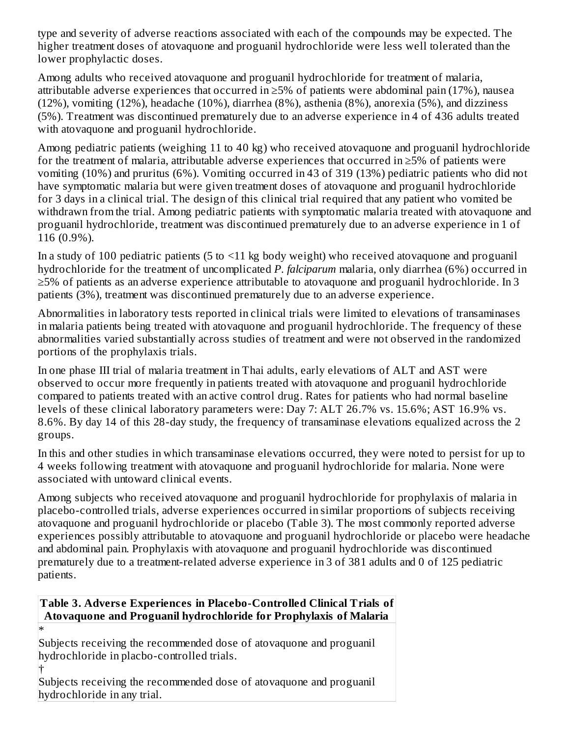type and severity of adverse reactions associated with each of the compounds may be expected. The higher treatment doses of atovaquone and proguanil hydrochloride were less well tolerated than the lower prophylactic doses.

Among adults who received atovaquone and proguanil hydrochloride for treatment of malaria, attributable adverse experiences that occurred in ≥5% of patients were abdominal pain (17%), nausea (12%), vomiting (12%), headache (10%), diarrhea (8%), asthenia (8%), anorexia (5%), and dizziness (5%). Treatment was discontinued prematurely due to an adverse experience in 4 of 436 adults treated with atovaquone and proguanil hydrochloride.

Among pediatric patients (weighing 11 to 40 kg) who received atovaquone and proguanil hydrochloride for the treatment of malaria, attributable adverse experiences that occurred in ≥5% of patients were vomiting (10%) and pruritus (6%). Vomiting occurred in 43 of 319 (13%) pediatric patients who did not have symptomatic malaria but were given treatment doses of atovaquone and proguanil hydrochloride for 3 days in a clinical trial. The design of this clinical trial required that any patient who vomited be withdrawn from the trial. Among pediatric patients with symptomatic malaria treated with atovaquone and proguanil hydrochloride, treatment was discontinued prematurely due to an adverse experience in 1 of 116 (0.9%).

In a study of 100 pediatric patients (5 to <11 kg body weight) who received atovaquone and proguanil hydrochloride for the treatment of uncomplicated *P. falciparum* malaria, only diarrhea (6%) occurred in ≥5% of patients as an adverse experience attributable to atovaquone and proguanil hydrochloride. In 3 patients (3%), treatment was discontinued prematurely due to an adverse experience.

Abnormalities in laboratory tests reported in clinical trials were limited to elevations of transaminases in malaria patients being treated with atovaquone and proguanil hydrochloride. The frequency of these abnormalities varied substantially across studies of treatment and were not observed in the randomized portions of the prophylaxis trials.

In one phase III trial of malaria treatment in Thai adults, early elevations of ALT and AST were observed to occur more frequently in patients treated with atovaquone and proguanil hydrochloride compared to patients treated with an active control drug. Rates for patients who had normal baseline levels of these clinical laboratory parameters were: Day 7: ALT 26.7% vs. 15.6%; AST 16.9% vs. 8.6%. By day 14 of this 28-day study, the frequency of transaminase elevations equalized across the 2 groups.

In this and other studies in which transaminase elevations occurred, they were noted to persist for up to 4 weeks following treatment with atovaquone and proguanil hydrochloride for malaria. None were associated with untoward clinical events.

Among subjects who received atovaquone and proguanil hydrochloride for prophylaxis of malaria in placebo-controlled trials, adverse experiences occurred in similar proportions of subjects receiving atovaquone and proguanil hydrochloride or placebo (Table 3). The most commonly reported adverse experiences possibly attributable to atovaquone and proguanil hydrochloride or placebo were headache and abdominal pain. Prophylaxis with atovaquone and proguanil hydrochloride was discontinued prematurely due to a treatment-related adverse experience in 3 of 381 adults and 0 of 125 pediatric patients.

| **Table 3. Adverse Experiences in Placebo-Controlled Clinical Trials of Atovaquone and Proguanil hydrochloride for Prophylaxis of Malaria** |
|---|
| * |
| Subjects receiving the recommended dose of atovaquone and proguanil hydrochloride in placbo-controlled trials. |
| † |
| Subjects receiving the recommended dose of atovaquone and proguanil hydrochloride in any trial. |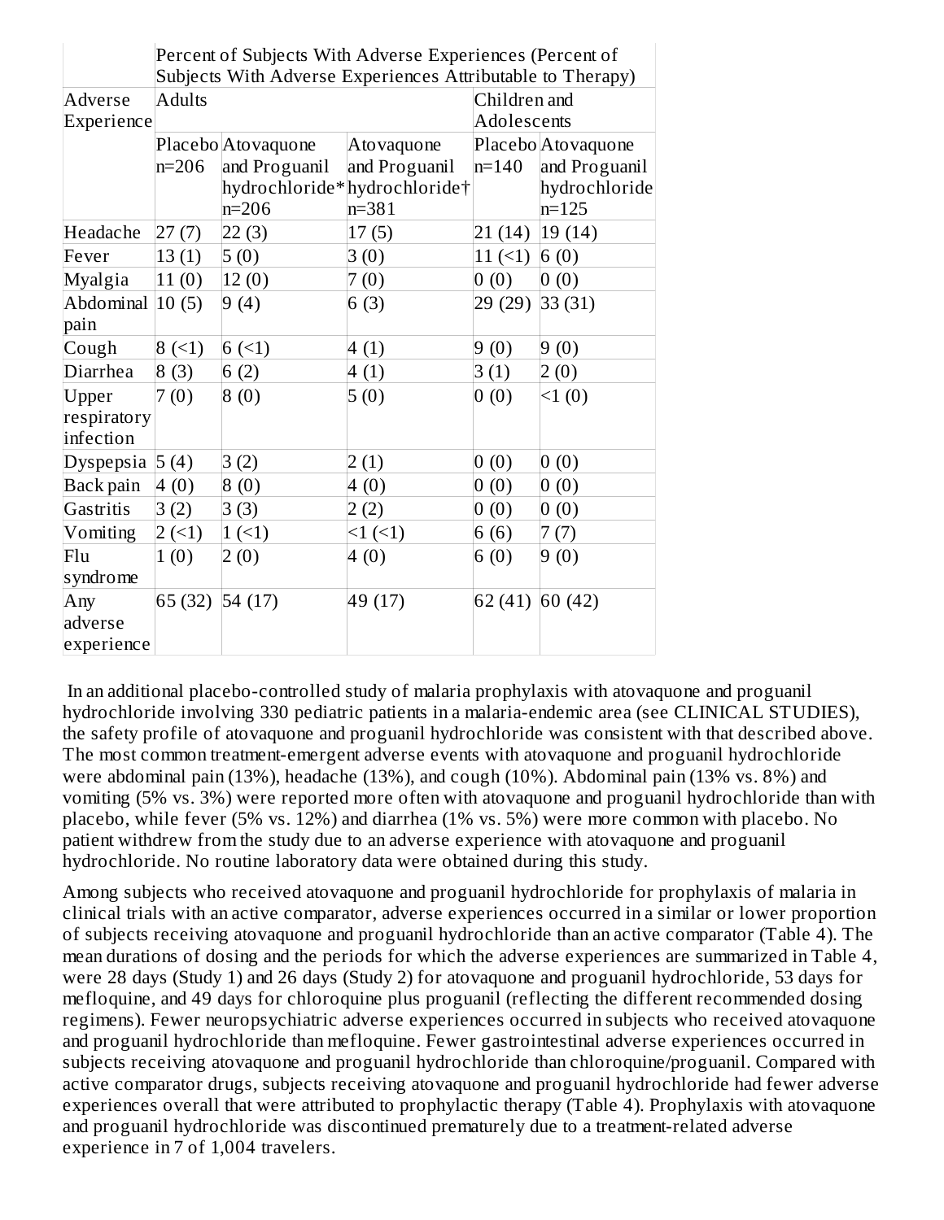| Adverse Experience | Percent of Subjects With Adverse Experiences (Percent of Subjects With Adverse Experiences Attributable to Therapy) | | | | |
|---|---|---|---|---|---|
| | Adults | | | Children and Adolescents | |
| | Placebo n=206 | Atovaquone and Proguanil hydrochloride* n=206 | Atovaquone and Proguanil hydrochloride† n=381 | Placebo n=140 | Atovaquone and Proguanil hydrochloride n=125 |
| Headache | 27 (7) | 22 (3) | 17 (5) | 21 (14) | 19 (14) |
| Fever | 13 (1) | 5 (0) | 3 (0) | 11 (<1) | 6 (0) |
| Myalgia | 11 (0) | 12 (0) | 7 (0) | 0 (0) | 0 (0) |
| Abdominal pain | 10 (5) | 9 (4) | 6 (3) | 29 (29) | 33 (31) |
| Cough | 8 (<1) | 6 (<1) | 4 (1) | 9 (0) | 9 (0) |
| Diarrhea | 8 (3) | 6 (2) | 4 (1) | 3 (1) | 2 (0) |
| Upper respiratory infection | 7 (0) | 8 (0) | 5 (0) | 0 (0) | <1 (0) |
| Dyspepsia | 5 (4) | 3 (2) | 2 (1) | 0 (0) | 0 (0) |
| Back pain | 4 (0) | 8 (0) | 4 (0) | 0 (0) | 0 (0) |
| Gastritis | 3 (2) | 3 (3) | 2 (2) | 0 (0) | 0 (0) |
| Vomiting | 2 (<1) | 1 (<1) | <1 (<1) | 6 (6) | 7 (7) |
| Flu syndrome | 1 (0) | 2 (0) | 4 (0) | 6 (0) | 9 (0) |
| Any adverse experience | 65 (32) | 54 (17) | 49 (17) | 62 (41) | 60 (42) |

In an additional placebo-controlled study of malaria prophylaxis with atovaquone and proguanil hydrochloride involving 330 pediatric patients in a malaria-endemic area (see CLINICAL STUDIES), the safety profile of atovaquone and proguanil hydrochloride was consistent with that described above. The most common treatment-emergent adverse events with atovaquone and proguanil hydrochloride were abdominal pain (13%), headache (13%), and cough (10%). Abdominal pain (13% vs. 8%) and vomiting (5% vs. 3%) were reported more often with atovaquone and proguanil hydrochloride than with placebo, while fever (5% vs. 12%) and diarrhea (1% vs. 5%) were more common with placebo. No patient withdrew from the study due to an adverse experience with atovaquone and proguanil hydrochloride. No routine laboratory data were obtained during this study.

Among subjects who received atovaquone and proguanil hydrochloride for prophylaxis of malaria in clinical trials with an active comparator, adverse experiences occurred in a similar or lower proportion of subjects receiving atovaquone and proguanil hydrochloride than an active comparator (Table 4). The mean durations of dosing and the periods for which the adverse experiences are summarized in Table 4, were 28 days (Study 1) and 26 days (Study 2) for atovaquone and proguanil hydrochloride, 53 days for mefloquine, and 49 days for chloroquine plus proguanil (reflecting the different recommended dosing regimens). Fewer neuropsychiatric adverse experiences occurred in subjects who received atovaquone and proguanil hydrochloride than mefloquine. Fewer gastrointestinal adverse experiences occurred in subjects receiving atovaquone and proguanil hydrochloride than chloroquine/proguanil. Compared with active comparator drugs, subjects receiving atovaquone and proguanil hydrochloride had fewer adverse experiences overall that were attributed to prophylactic therapy (Table 4). Prophylaxis with atovaquone and proguanil hydrochloride was discontinued prematurely due to a treatment-related adverse experience in 7 of 1,004 travelers.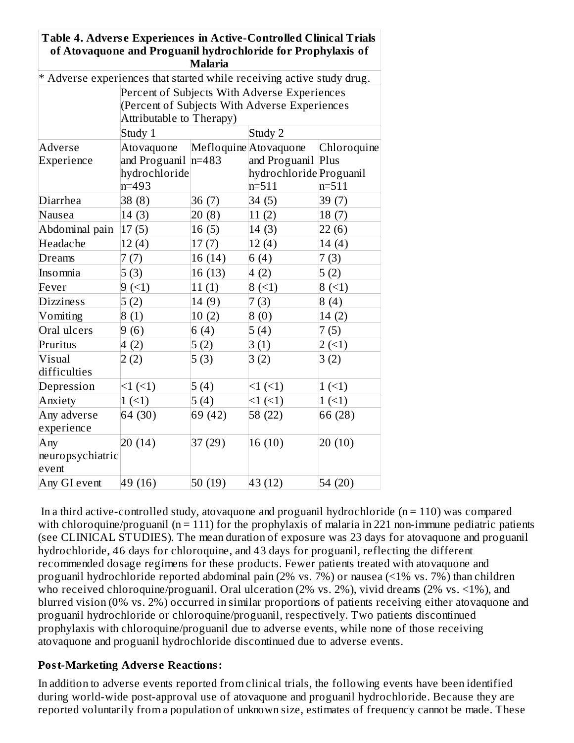**Table 4. Adverse Experiences in Active-Controlled Clinical Trials of Atovaquone and Proguanil hydrochloride for Prophylaxis of Malaria**

\* Adverse experiences that started while receiving active study drug.

| | Percent of Subjects With Adverse Experiences (Percent of Subjects With Adverse Experiences Attributable to Therapy) | | | |
|---|---|---|---|---|
| | Study 1 | | Study 2 | |
| Adverse Experience | Atovaquone and Proguanil hydrochloride n=493 | Mefloquine n=483 | Atovaquone and Proguanil hydrochloride n=511 | Chloroquine Plus Proguanil n=511 |
| Diarrhea | 38 (8) | 36 (7) | 34 (5) | 39 (7) |
| Nausea | 14 (3) | 20 (8) | 11 (2) | 18 (7) |
| Abdominal pain | 17 (5) | 16 (5) | 14 (3) | 22 (6) |
| Headache | 12 (4) | 17 (7) | 12 (4) | 14 (4) |
| Dreams | 7 (7) | 16 (14) | 6 (4) | 7 (3) |
| Insomnia | 5 (3) | 16 (13) | 4 (2) | 5 (2) |
| Fever | 9 (<1) | 11 (1) | 8 (<1) | 8 (<1) |
| Dizziness | 5 (2) | 14 (9) | 7 (3) | 8 (4) |
| Vomiting | 8 (1) | 10 (2) | 8 (0) | 14 (2) |
| Oral ulcers | 9 (6) | 6 (4) | 5 (4) | 7 (5) |
| Pruritus | 4 (2) | 5 (2) | 3 (1) | 2 (<1) |
| Visual difficulties | 2 (2) | 5 (3) | 3 (2) | 3 (2) |
| Depression | <1 (<1) | 5 (4) | <1 (<1) | 1 (<1) |
| Anxiety | 1 (<1) | 5 (4) | <1 (<1) | 1 (<1) |
| Any adverse experience | 64 (30) | 69 (42) | 58 (22) | 66 (28) |
| Any neuropsychiatric event | 20 (14) | 37 (29) | 16 (10) | 20 (10) |
| Any GI event | 49 (16) | 50 (19) | 43 (12) | 54 (20) |

In a third active-controlled study, atovaquone and proguanil hydrochloride (n = 110) was compared with chloroquine/proguanil (n = 111) for the prophylaxis of malaria in 221 non-immune pediatric patients (see CLINICAL STUDIES). The mean duration of exposure was 23 days for atovaquone and proguanil hydrochloride, 46 days for chloroquine, and 43 days for proguanil, reflecting the different recommended dosage regimens for these products. Fewer patients treated with atovaquone and proguanil hydrochloride reported abdominal pain (2% vs. 7%) or nausea (<1% vs. 7%) than children who received chloroquine/proguanil. Oral ulceration (2% vs. 2%), vivid dreams (2% vs. <1%), and blurred vision (0% vs. 2%) occurred in similar proportions of patients receiving either atovaquone and proguanil hydrochloride or chloroquine/proguanil, respectively. Two patients discontinued prophylaxis with chloroquine/proguanil due to adverse events, while none of those receiving atovaquone and proguanil hydrochloride discontinued due to adverse events.

**Post-Marketing Adverse Reactions:**

In addition to adverse events reported from clinical trials, the following events have been identified during world-wide post-approval use of atovaquone and proguanil hydrochloride. Because they are reported voluntarily from a population of unknown size, estimates of frequency cannot be made. These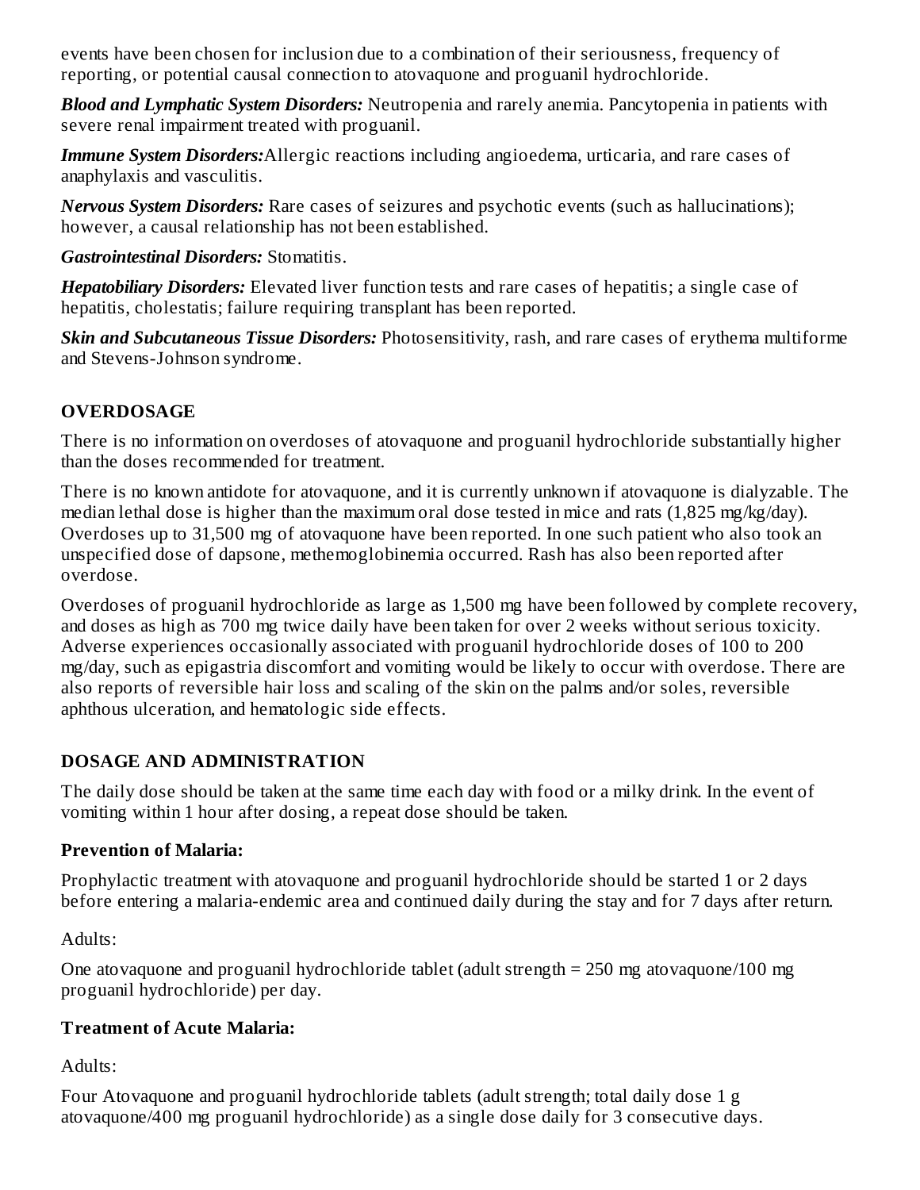events have been chosen for inclusion due to a combination of their seriousness, frequency of reporting, or potential causal connection to atovaquone and proguanil hydrochloride.

***Blood and Lymphatic System Disorders:*** Neutropenia and rarely anemia. Pancytopenia in patients with severe renal impairment treated with proguanil.

***Immune System Disorders:***Allergic reactions including angioedema, urticaria, and rare cases of anaphylaxis and vasculitis.

***Nervous System Disorders:*** Rare cases of seizures and psychotic events (such as hallucinations); however, a causal relationship has not been established.

***Gastrointestinal Disorders:*** Stomatitis.

***Hepatobiliary Disorders:*** Elevated liver function tests and rare cases of hepatitis; a single case of hepatitis, cholestatis; failure requiring transplant has been reported.

***Skin and Subcutaneous Tissue Disorders:*** Photosensitivity, rash, and rare cases of erythema multiforme and Stevens-Johnson syndrome.

## OVERDOSAGE

There is no information on overdoses of atovaquone and proguanil hydrochloride substantially higher than the doses recommended for treatment.

There is no known antidote for atovaquone, and it is currently unknown if atovaquone is dialyzable. The median lethal dose is higher than the maximum oral dose tested in mice and rats (1,825 mg/kg/day). Overdoses up to 31,500 mg of atovaquone have been reported. In one such patient who also took an unspecified dose of dapsone, methemoglobinemia occurred. Rash has also been reported after overdose.

Overdoses of proguanil hydrochloride as large as 1,500 mg have been followed by complete recovery, and doses as high as 700 mg twice daily have been taken for over 2 weeks without serious toxicity. Adverse experiences occasionally associated with proguanil hydrochloride doses of 100 to 200 mg/day, such as epigastria discomfort and vomiting would be likely to occur with overdose. There are also reports of reversible hair loss and scaling of the skin on the palms and/or soles, reversible aphthous ulceration, and hematologic side effects.

## DOSAGE AND ADMINISTRATION

The daily dose should be taken at the same time each day with food or a milky drink. In the event of vomiting within 1 hour after dosing, a repeat dose should be taken.

### Prevention of Malaria:

Prophylactic treatment with atovaquone and proguanil hydrochloride should be started 1 or 2 days before entering a malaria-endemic area and continued daily during the stay and for 7 days after return.

Adults:

One atovaquone and proguanil hydrochloride tablet (adult strength = 250 mg atovaquone/100 mg proguanil hydrochloride) per day.

### Treatment of Acute Malaria:

Adults:

Four Atovaquone and proguanil hydrochloride tablets (adult strength; total daily dose 1 g atovaquone/400 mg proguanil hydrochloride) as a single dose daily for 3 consecutive days.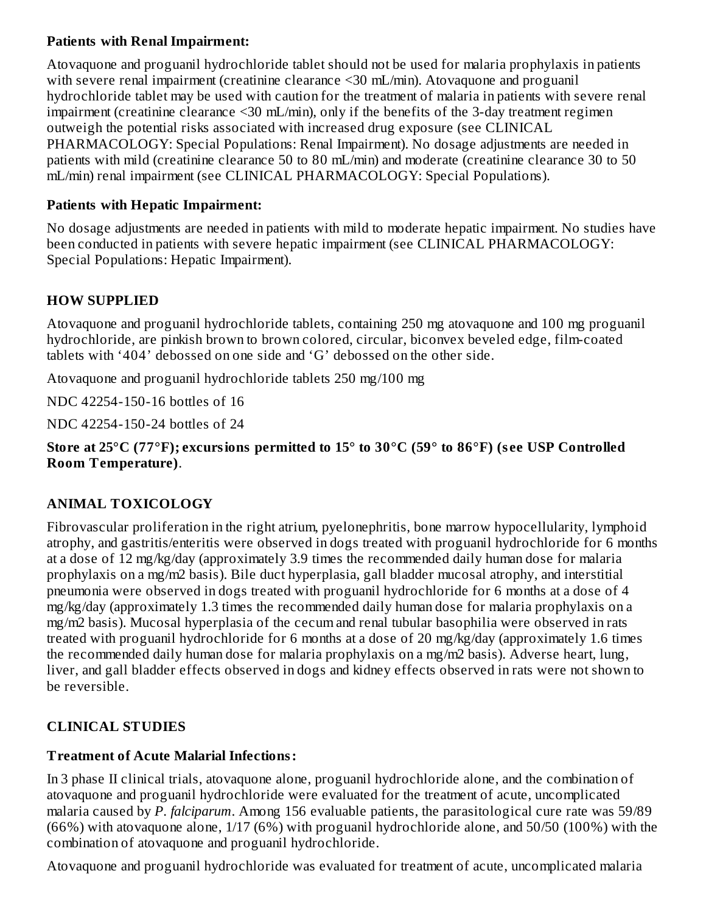**Patients with Renal Impairment:**

Atovaquone and proguanil hydrochloride tablet should not be used for malaria prophylaxis in patients with severe renal impairment (creatinine clearance <30 mL/min). Atovaquone and proguanil hydrochloride tablet may be used with caution for the treatment of malaria in patients with severe renal impairment (creatinine clearance <30 mL/min), only if the benefits of the 3-day treatment regimen outweigh the potential risks associated with increased drug exposure (see CLINICAL PHARMACOLOGY: Special Populations: Renal Impairment). No dosage adjustments are needed in patients with mild (creatinine clearance 50 to 80 mL/min) and moderate (creatinine clearance 30 to 50 mL/min) renal impairment (see CLINICAL PHARMACOLOGY: Special Populations).

**Patients with Hepatic Impairment:**

No dosage adjustments are needed in patients with mild to moderate hepatic impairment. No studies have been conducted in patients with severe hepatic impairment (see CLINICAL PHARMACOLOGY: Special Populations: Hepatic Impairment).

## HOW SUPPLIED

Atovaquone and proguanil hydrochloride tablets, containing 250 mg atovaquone and 100 mg proguanil hydrochloride, are pinkish brown to brown colored, circular, biconvex beveled edge, film-coated tablets with '404' debossed on one side and 'G' debossed on the other side.

Atovaquone and proguanil hydrochloride tablets 250 mg/100 mg

NDC 42254-150-16 bottles of 16

NDC 42254-150-24 bottles of 24

**Store at 25°C (77°F); excursions permitted to 15° to 30°C (59° to 86°F) (see USP Controlled Room Temperature)**.

## ANIMAL TOXICOLOGY

Fibrovascular proliferation in the right atrium, pyelonephritis, bone marrow hypocellularity, lymphoid atrophy, and gastritis/enteritis were observed in dogs treated with proguanil hydrochloride for 6 months at a dose of 12 mg/kg/day (approximately 3.9 times the recommended daily human dose for malaria prophylaxis on a mg/m2 basis). Bile duct hyperplasia, gall bladder mucosal atrophy, and interstitial pneumonia were observed in dogs treated with proguanil hydrochloride for 6 months at a dose of 4 mg/kg/day (approximately 1.3 times the recommended daily human dose for malaria prophylaxis on a mg/m2 basis). Mucosal hyperplasia of the cecum and renal tubular basophilia were observed in rats treated with proguanil hydrochloride for 6 months at a dose of 20 mg/kg/day (approximately 1.6 times the recommended daily human dose for malaria prophylaxis on a mg/m2 basis). Adverse heart, lung, liver, and gall bladder effects observed in dogs and kidney effects observed in rats were not shown to be reversible.

## CLINICAL STUDIES

**Treatment of Acute Malarial Infections:**

In 3 phase II clinical trials, atovaquone alone, proguanil hydrochloride alone, and the combination of atovaquone and proguanil hydrochloride were evaluated for the treatment of acute, uncomplicated malaria caused by *P. falciparum*. Among 156 evaluable patients, the parasitological cure rate was 59/89 (66%) with atovaquone alone, 1/17 (6%) with proguanil hydrochloride alone, and 50/50 (100%) with the combination of atovaquone and proguanil hydrochloride.

Atovaquone and proguanil hydrochloride was evaluated for treatment of acute, uncomplicated malaria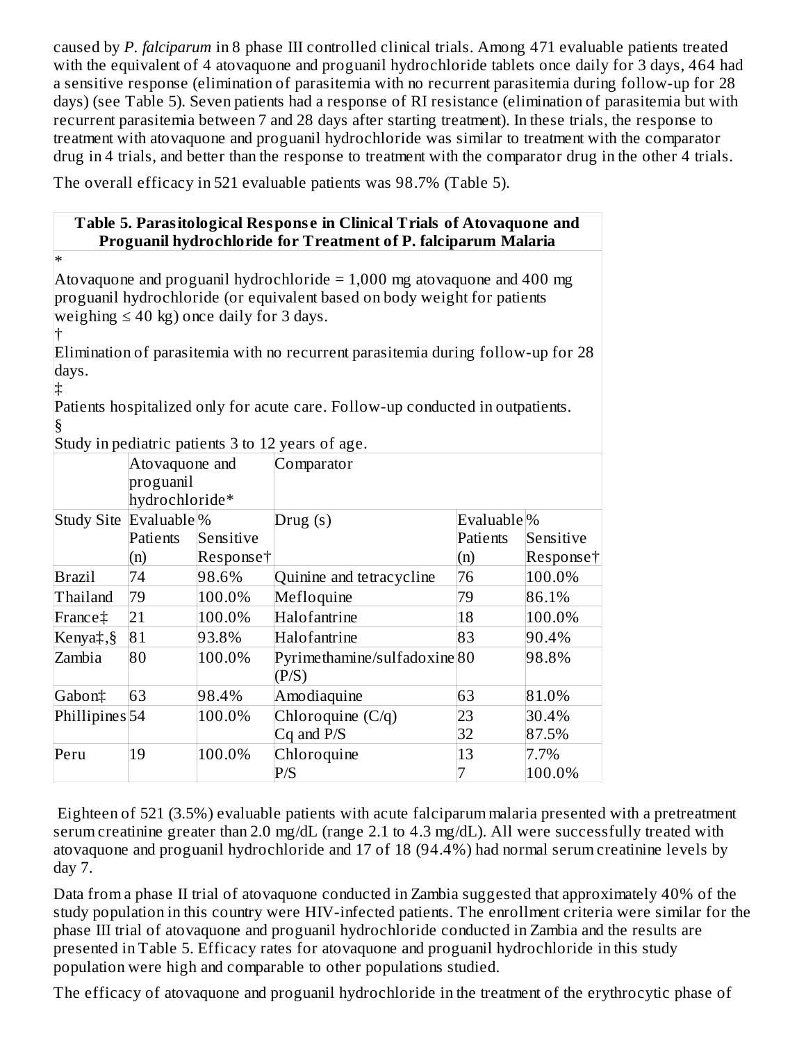caused by *P. falciparum* in 8 phase III controlled clinical trials. Among 471 evaluable patients treated with the equivalent of 4 atovaquone and proguanil hydrochloride tablets once daily for 3 days, 464 had a sensitive response (elimination of parasitemia with no recurrent parasitemia during follow-up for 28 days) (see Table 5). Seven patients had a response of RI resistance (elimination of parasitemia but with recurrent parasitemia between 7 and 28 days after starting treatment). In these trials, the response to treatment with atovaquone and proguanil hydrochloride was similar to treatment with the comparator drug in 4 trials, and better than the response to treatment with the comparator drug in the other 4 trials.

The overall efficacy in 521 evaluable patients was 98.7% (Table 5).

**Table 5. Parasitological Response in Clinical Trials of Atovaquone and Proguanil hydrochloride for Treatment of P. falciparum Malaria**

| | Atovaquone and proguanil hydrochloride* | | Comparator | | |
|---|---|---|---|---|---|
| Study Site | Evaluable Patients (n) | % Sensitive Response† | Drug (s) | Evaluable Patients (n) | % Sensitive Response† |
| Brazil | 74 | 98.6% | Quinine and tetracycline | 76 | 100.0% |
| Thailand | 79 | 100.0% | Mefloquine | 79 | 86.1% |
| France‡ | 21 | 100.0% | Halofantrine | 18 | 100.0% |
| Kenya‡,§ | 81 | 93.8% | Halofantrine | 83 | 90.4% |
| Zambia | 80 | 100.0% | Pyrimethamine/sulfadoxine (P/S) | 80 | 98.8% |
| Gabon‡ | 63 | 98.4% | Amodiaquine | 63 | 81.0% |
| Phillipines | 54 | 100.0% | Chloroquine (C/q)<br>Cq and P/S | 23<br>32 | 30.4%<br>87.5% |
| Peru | 19 | 100.0% | Chloroquine<br>P/S | 13<br>7 | 7.7%<br>100.0% |

\* Atovaquone and proguanil hydrochloride = 1,000 mg atovaquone and 400 mg proguanil hydrochloride (or equivalent based on body weight for patients weighing ≤ 40 kg) once daily for 3 days.

† Elimination of parasitemia with no recurrent parasitemia during follow-up for 28 days.

‡ Patients hospitalized only for acute care. Follow-up conducted in outpatients.

§ Study in pediatric patients 3 to 12 years of age.

Eighteen of 521 (3.5%) evaluable patients with acute falciparum malaria presented with a pretreatment serum creatinine greater than 2.0 mg/dL (range 2.1 to 4.3 mg/dL). All were successfully treated with atovaquone and proguanil hydrochloride and 17 of 18 (94.4%) had normal serum creatinine levels by day 7.

Data from a phase II trial of atovaquone conducted in Zambia suggested that approximately 40% of the study population in this country were HIV-infected patients. The enrollment criteria were similar for the phase III trial of atovaquone and proguanil hydrochloride conducted in Zambia and the results are presented in Table 5. Efficacy rates for atovaquone and proguanil hydrochloride in this study population were high and comparable to other populations studied.

The efficacy of atovaquone and proguanil hydrochloride in the treatment of the erythrocytic phase of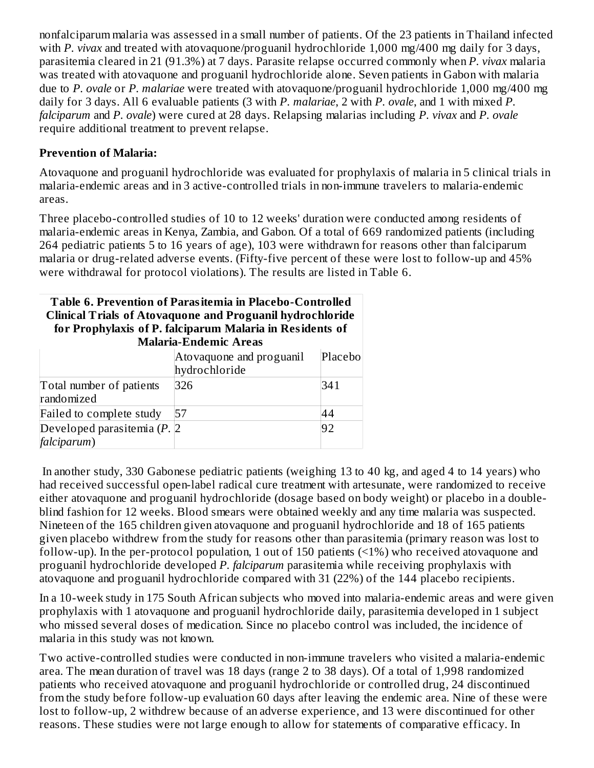nonfalciparum malaria was assessed in a small number of patients. Of the 23 patients in Thailand infected with *P. vivax* and treated with atovaquone/proguanil hydrochloride 1,000 mg/400 mg daily for 3 days, parasitemia cleared in 21 (91.3%) at 7 days. Parasite relapse occurred commonly when *P. vivax* malaria was treated with atovaquone and proguanil hydrochloride alone. Seven patients in Gabon with malaria due to *P. ovale* or *P. malariae* were treated with atovaquone/proguanil hydrochloride 1,000 mg/400 mg daily for 3 days. All 6 evaluable patients (3 with *P. malariae*, 2 with *P. ovale*, and 1 with mixed *P. falciparum* and *P. ovale*) were cured at 28 days. Relapsing malarias including *P. vivax* and *P. ovale* require additional treatment to prevent relapse.

**Prevention of Malaria:**

Atovaquone and proguanil hydrochloride was evaluated for prophylaxis of malaria in 5 clinical trials in malaria-endemic areas and in 3 active-controlled trials in non-immune travelers to malaria-endemic areas.

Three placebo-controlled studies of 10 to 12 weeks' duration were conducted among residents of malaria-endemic areas in Kenya, Zambia, and Gabon. Of a total of 669 randomized patients (including 264 pediatric patients 5 to 16 years of age), 103 were withdrawn for reasons other than falciparum malaria or drug-related adverse events. (Fifty-five percent of these were lost to follow-up and 45% were withdrawal for protocol violations). The results are listed in Table 6.

**Table 6. Prevention of Parasitemia in Placebo-Controlled Clinical Trials of Atovaquone and Proguanil hydrochloride for Prophylaxis of P. falciparum Malaria in Residents of Malaria-Endemic Areas**

| | Atovaquone and proguanil hydrochloride | Placebo |
|---|---|---|
| Total number of patients randomized | 326 | 341 |
| Failed to complete study | 57 | 44 |
| Developed parasitemia (*P. falciparum*) | 2 | 92 |

In another study, 330 Gabonese pediatric patients (weighing 13 to 40 kg, and aged 4 to 14 years) who had received successful open-label radical cure treatment with artesunate, were randomized to receive either atovaquone and proguanil hydrochloride (dosage based on body weight) or placebo in a double-blind fashion for 12 weeks. Blood smears were obtained weekly and any time malaria was suspected. Nineteen of the 165 children given atovaquone and proguanil hydrochloride and 18 of 165 patients given placebo withdrew from the study for reasons other than parasitemia (primary reason was lost to follow-up). In the per-protocol population, 1 out of 150 patients (<1%) who received atovaquone and proguanil hydrochloride developed *P. falciparum* parasitemia while receiving prophylaxis with atovaquone and proguanil hydrochloride compared with 31 (22%) of the 144 placebo recipients.

In a 10-week study in 175 South African subjects who moved into malaria-endemic areas and were given prophylaxis with 1 atovaquone and proguanil hydrochloride daily, parasitemia developed in 1 subject who missed several doses of medication. Since no placebo control was included, the incidence of malaria in this study was not known.

Two active-controlled studies were conducted in non-immune travelers who visited a malaria-endemic area. The mean duration of travel was 18 days (range 2 to 38 days). Of a total of 1,998 randomized patients who received atovaquone and proguanil hydrochloride or controlled drug, 24 discontinued from the study before follow-up evaluation 60 days after leaving the endemic area. Nine of these were lost to follow-up, 2 withdrew because of an adverse experience, and 13 were discontinued for other reasons. These studies were not large enough to allow for statements of comparative efficacy. In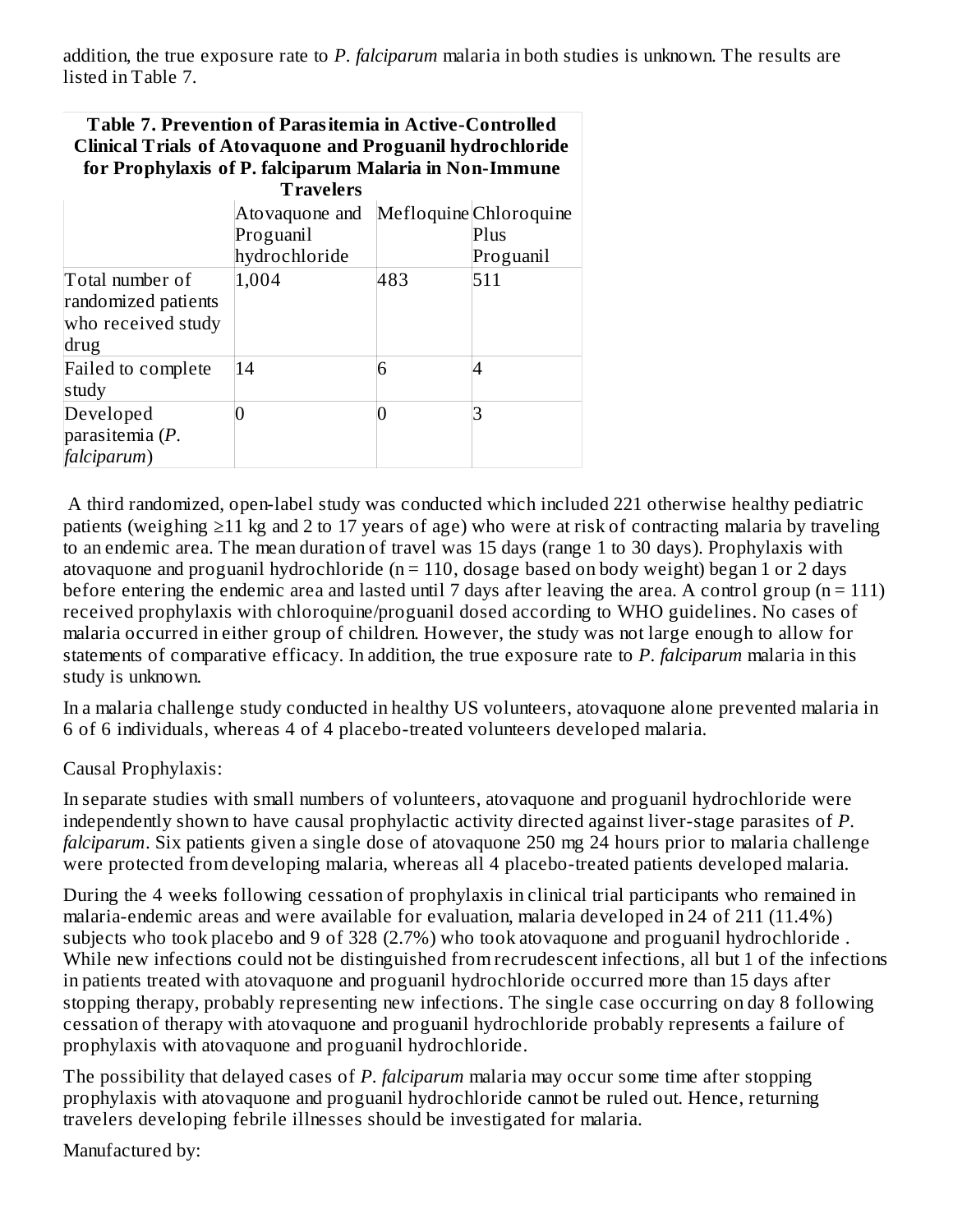addition, the true exposure rate to *P. falciparum* malaria in both studies is unknown. The results are listed in Table 7.

**Table 7. Prevention of Parasitemia in Active-Controlled Clinical Trials of Atovaquone and Proguanil hydrochloride for Prophylaxis of P. falciparum Malaria in Non-Immune Travelers**

| | Atovaquone and Proguanil hydrochloride | Mefloquine | Chloroquine Plus Proguanil |
|---|---|---|---|
| Total number of randomized patients who received study drug | 1,004 | 483 | 511 |
| Failed to complete study | 14 | 6 | 4 |
| Developed parasitemia (*P. falciparum*) | 0 | 0 | 3 |

A third randomized, open-label study was conducted which included 221 otherwise healthy pediatric patients (weighing ≥11 kg and 2 to 17 years of age) who were at risk of contracting malaria by traveling to an endemic area. The mean duration of travel was 15 days (range 1 to 30 days). Prophylaxis with atovaquone and proguanil hydrochloride (n = 110, dosage based on body weight) began 1 or 2 days before entering the endemic area and lasted until 7 days after leaving the area. A control group (n = 111) received prophylaxis with chloroquine/proguanil dosed according to WHO guidelines. No cases of malaria occurred in either group of children. However, the study was not large enough to allow for statements of comparative efficacy. In addition, the true exposure rate to *P. falciparum* malaria in this study is unknown.

In a malaria challenge study conducted in healthy US volunteers, atovaquone alone prevented malaria in 6 of 6 individuals, whereas 4 of 4 placebo-treated volunteers developed malaria.

Causal Prophylaxis:

In separate studies with small numbers of volunteers, atovaquone and proguanil hydrochloride were independently shown to have causal prophylactic activity directed against liver-stage parasites of *P. falciparum*. Six patients given a single dose of atovaquone 250 mg 24 hours prior to malaria challenge were protected from developing malaria, whereas all 4 placebo-treated patients developed malaria.

During the 4 weeks following cessation of prophylaxis in clinical trial participants who remained in malaria-endemic areas and were available for evaluation, malaria developed in 24 of 211 (11.4%) subjects who took placebo and 9 of 328 (2.7%) who took atovaquone and proguanil hydrochloride . While new infections could not be distinguished from recrudescent infections, all but 1 of the infections in patients treated with atovaquone and proguanil hydrochloride occurred more than 15 days after stopping therapy, probably representing new infections. The single case occurring on day 8 following cessation of therapy with atovaquone and proguanil hydrochloride probably represents a failure of prophylaxis with atovaquone and proguanil hydrochloride.

The possibility that delayed cases of *P. falciparum* malaria may occur some time after stopping prophylaxis with atovaquone and proguanil hydrochloride cannot be ruled out. Hence, returning travelers developing febrile illnesses should be investigated for malaria.

Manufactured by: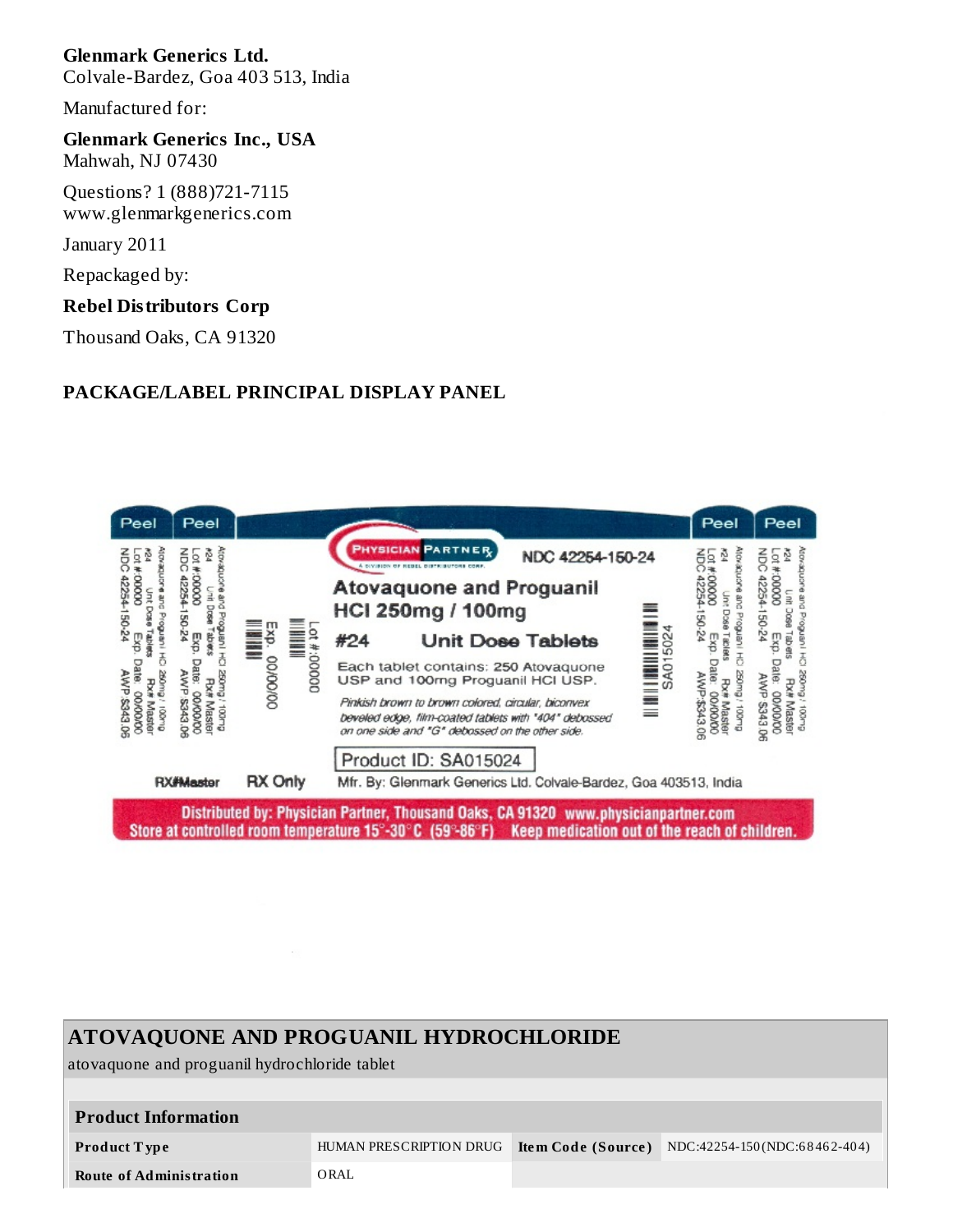**Glenmark Generics Ltd.**
Colvale-Bardez, Goa 403 513, India

Manufactured for:

**Glenmark Generics Inc., USA**
Mahwah, NJ 07430

Questions? 1 (888)721-7115
www.glenmarkgenerics.com

January 2011

Repackaged by:

**Rebel Distributors Corp**

Thousand Oaks, CA 91320

## PACKAGE/LABEL PRINCIPAL DISPLAY PANEL

Peel Peel Peel Peel

PHYSICIAN PARTNER
A DIVISION OF REBEL DISTRIBUTORS CORP.

NDC 42254-150-24

**Atovaquone and Proguanil HCl 250mg / 100mg**

**#24 Unit Dose Tablets**

Each tablet contains: 250 Atovaquone USP and 100mg Proguanil HCl USP.

*Pinkish brown to brown colored, circular, biconvex beveled edge, film-coated tablets with "404" debossed on one side and "G" debossed on the other side.*

Product ID: SA015024

SA015024

Lot #:00000
Exp. 00/00/00

Atovaquone and Proguanil HCl 250mg / 100mg
#24 Unit Dose Tablets Rx# Master
Lot #:00000 Exp. Date: 00/00/00
NDC 42254-150-24 AWP:$343.06

RX#Master RX Only

Mfr. By: Glenmark Generics Ltd. Colvale-Bardez, Goa 403513, India

Distributed by: Physician Partner, Thousand Oaks, CA 91320 www.physicianpartner.com
Store at controlled room temperature 15°-30° C (59°-86°F) Keep medication out of the reach of children.

| ATOVAQUONE AND PROGUANIL HYDROCHLORIDE | | | |
|---|---|---|---|
| atovaquone and proguanil hydrochloride tablet | | | |
| **Product Information** | | | |
| **Product Type** | HUMAN PRESCRIPTION DRUG | **Item Code (Source)** | NDC:42254-150(NDC:68462-404) |
| **Route of Administration** | ORAL | | |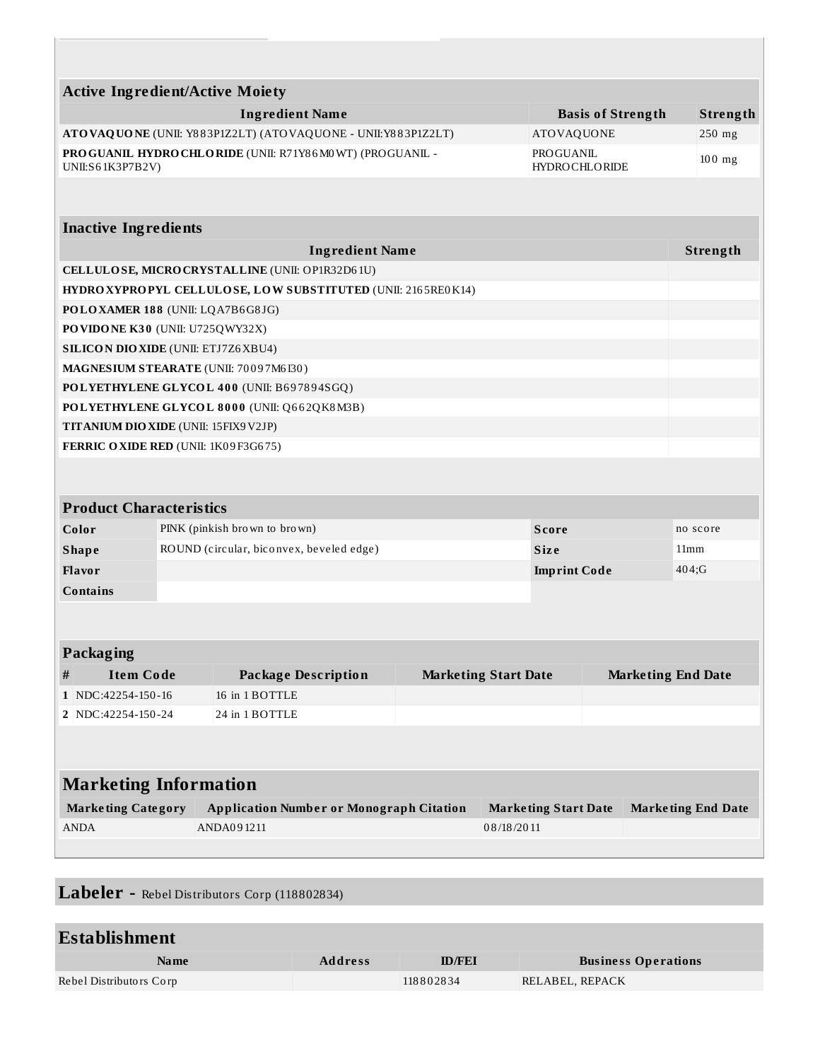| Active Ingredient/Active Moiety | | |
|---|---|---|
| **Ingredient Name** | **Basis of Strength** | **Strength** |
| **ATOVAQUONE** (UNII: Y883P1Z2LT) (ATOVAQUONE - UNII:Y883P1Z2LT) | ATOVAQUONE | 250 mg |
| **PROGUANIL HYDROCHLORIDE** (UNII: R71Y86M0WT) (PROGUANIL - UNII:S61K3P7B2V) | PROGUANIL HYDROCHLORIDE | 100 mg |

| Inactive Ingredients | |
|---|---|
| **Ingredient Name** | **Strength** |
| **CELLULOSE, MICROCRYSTALLINE** (UNII: OP1R32D61U) | |
| **HYDROXYPROPYL CELLULOSE, LOW SUBSTITUTED** (UNII: 2165RE0K14) | |
| **POLOXAMER 188** (UNII: LQA7B6G8JG) | |
| **POVIDONE K30** (UNII: U725QWY32X) | |
| **SILICON DIOXIDE** (UNII: ETJ7Z6XBU4) | |
| **MAGNESIUM STEARATE** (UNII: 70097M6I30) | |
| **POLYETHYLENE GLYCOL 400** (UNII: B697894SGQ) | |
| **POLYETHYLENE GLYCOL 8000** (UNII: Q662QK8M3B) | |
| **TITANIUM DIOXIDE** (UNII: 15FIX9V2JP) | |
| **FERRIC OXIDE RED** (UNII: 1K09F3G675) | |

| Product Characteristics | | | |
|---|---|---|---|
| **Color** | PINK (pinkish brown to brown) | **Score** | no score |
| **Shape** | ROUND (circular, biconvex, beveled edge) | **Size** | 11mm |
| **Flavor** | | **Imprint Code** | 404;G |
| **Contains** | | | |

| Packaging | | | | |
|---|---|---|---|---|
| **#** | **Item Code** | **Package Description** | **Marketing Start Date** | **Marketing End Date** |
| **1** | NDC:42254-150-16 | 16 in 1 BOTTLE | | |
| **2** | NDC:42254-150-24 | 24 in 1 BOTTLE | | |

| Marketing Information | | | |
|---|---|---|---|
| **Marketing Category** | **Application Number or Monograph Citation** | **Marketing Start Date** | **Marketing End Date** |
| ANDA | ANDA091211 | 08/18/2011 | |

## Labeler - Rebel Distributors Corp (118802834)

| Establishment | | | |
|---|---|---|---|
| **Name** | **Address** | **ID/FEI** | **Business Operations** |
| Rebel Distributors Corp | | 118802834 | RELABEL, REPACK |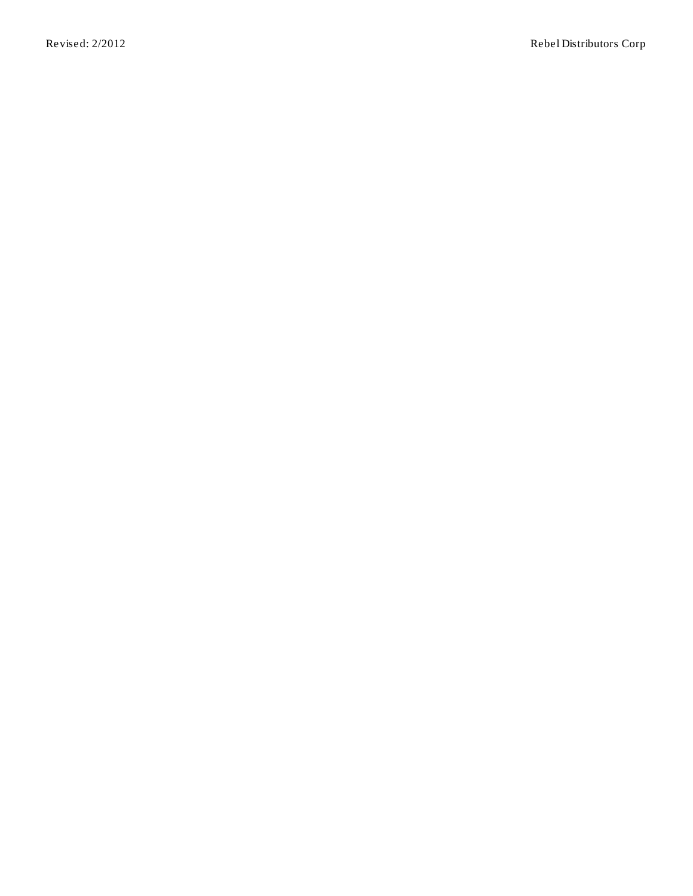Revised: 2/2012 Rebel Distributors Corp